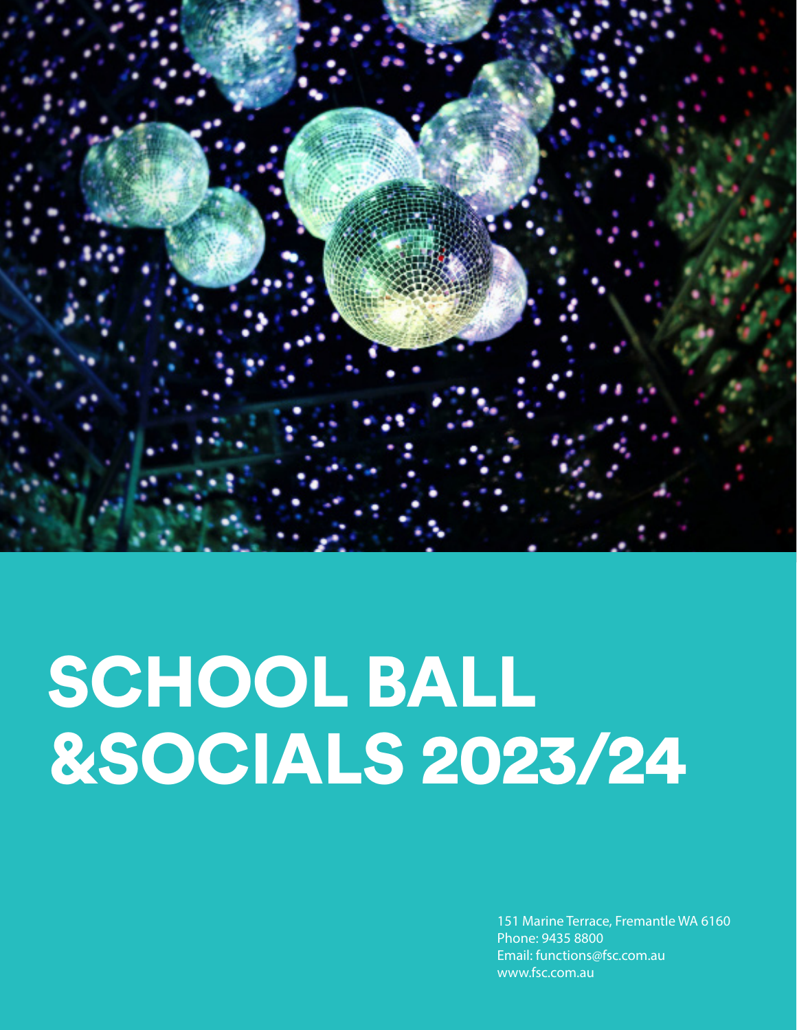# SCHOOL BALL &SOCIALS 2023/24

151 Marine Terrace, Fremantle WA 6160
Phone: 9435 8800
Email: functions@fsc.com.au
www.fsc.com.au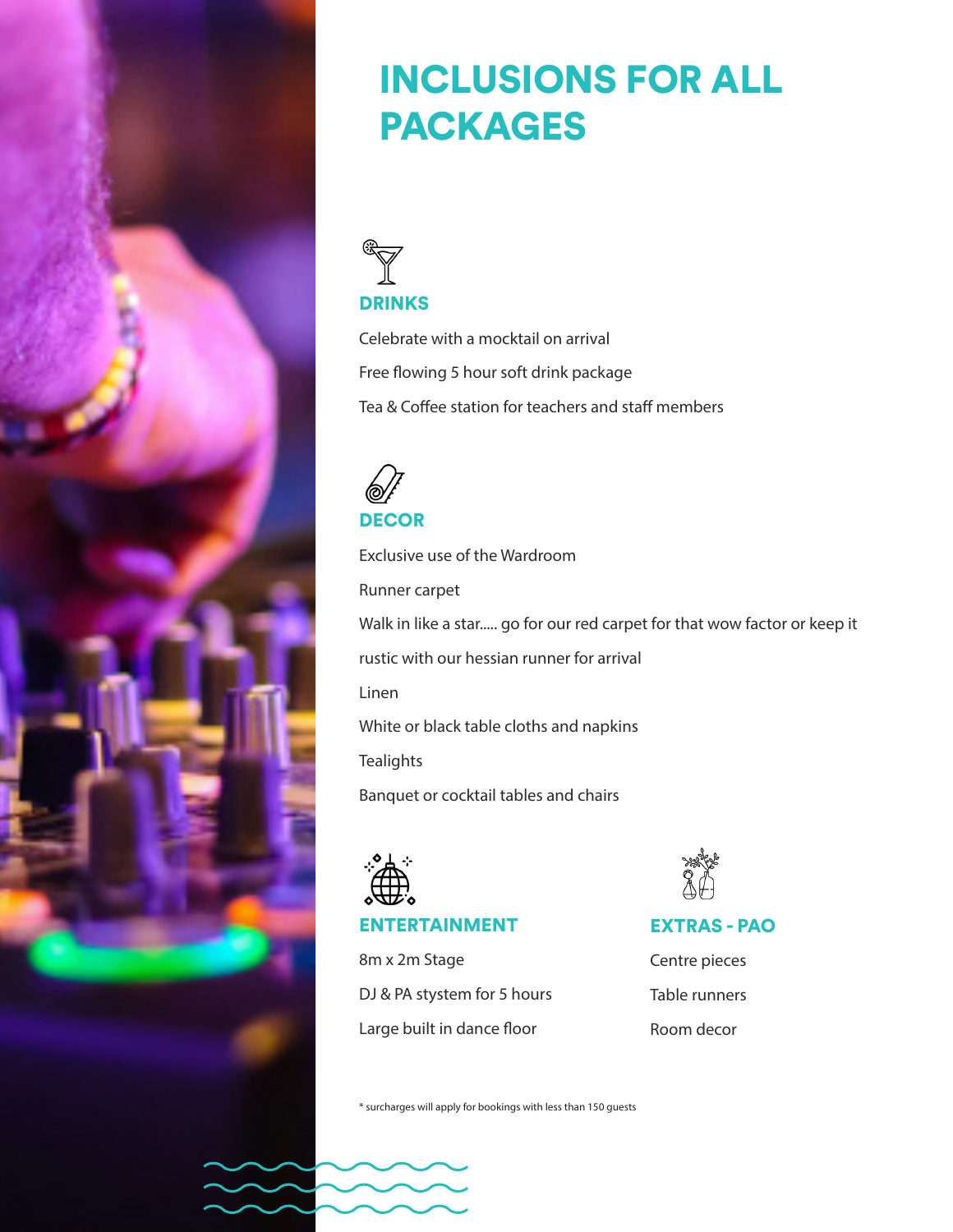# INCLUSIONS FOR ALL PACKAGES

## DRINKS

Celebrate with a mocktail on arrival

Free flowing 5 hour soft drink package

Tea & Coffee station for teachers and staff members

## DECOR

Exclusive use of the Wardroom

Runner carpet

Walk in like a star..... go for our red carpet for that wow factor or keep it rustic with our hessian runner for arrival

Linen

White or black table cloths and napkins

Tealights

Banquet or cocktail tables and chairs

## ENTERTAINMENT

8m x 2m Stage

DJ & PA stystem for 5 hours

Large built in dance floor

## EXTRAS - PAO

Centre pieces

Table runners

Room decor

* surcharges will apply for bookings with less than 150 guests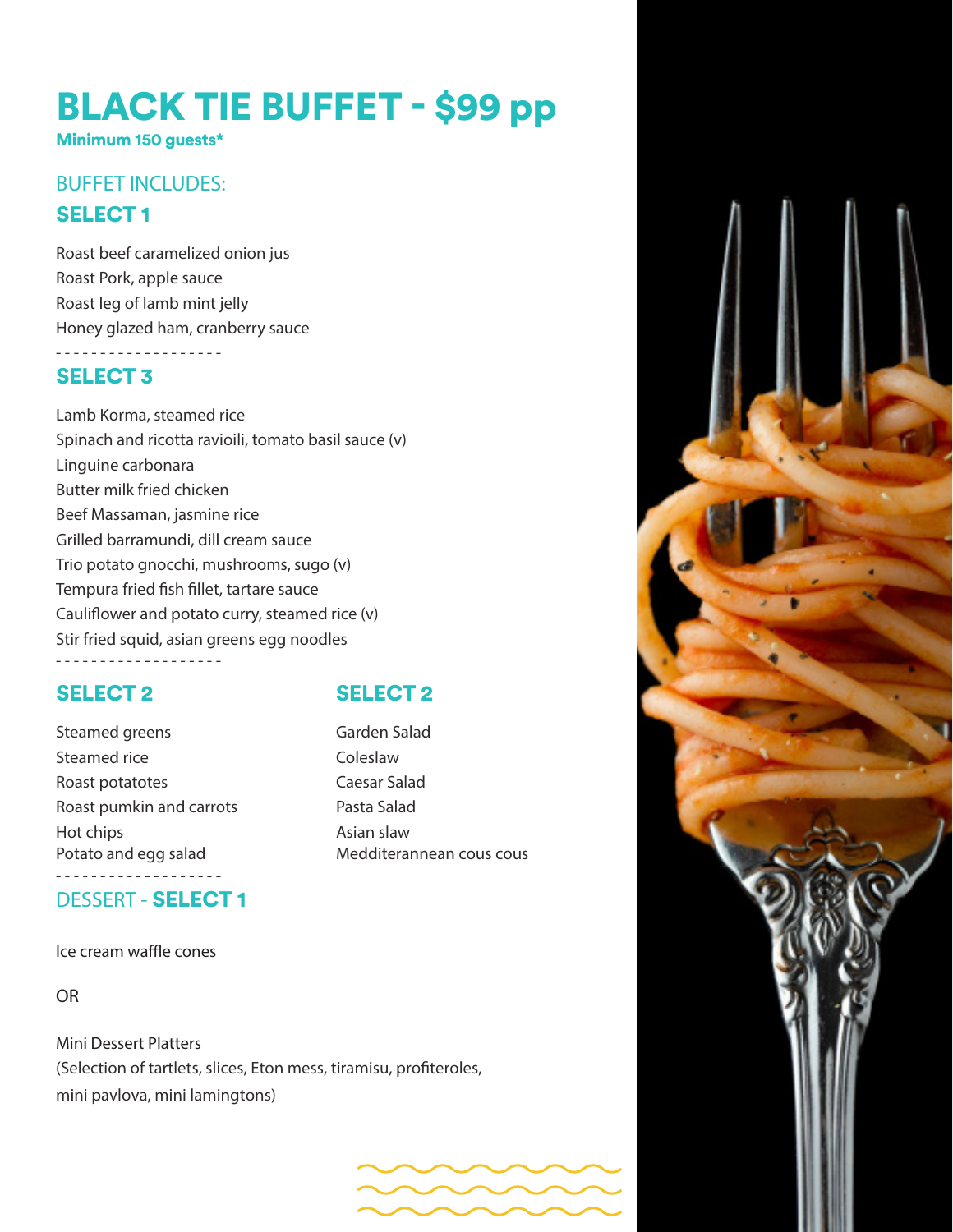# BLACK TIE BUFFET - $99 pp

**Minimum 150 guests***

## BUFFET INCLUDES:

### SELECT 1

Roast beef caramelized onion jus
Roast Pork, apple sauce
Roast leg of lamb mint jelly
Honey glazed ham, cranberry sauce

- - - - - - - - - - - - - - - - - - -

### SELECT 3

Lamb Korma, steamed rice
Spinach and ricotta ravioili, tomato basil sauce (v)
Linguine carbonara
Butter milk fried chicken
Beef Massaman, jasmine rice
Grilled barramundi, dill cream sauce
Trio potato gnocchi, mushrooms, sugo (v)
Tempura fried fish fillet, tartare sauce
Cauliflower and potato curry, steamed rice (v)
Stir fried squid, asian greens egg noodles

- - - - - - - - - - - - - - - - - - -

### SELECT 2

Steamed greens
Steamed rice
Roast potatotes
Roast pumkin and carrots
Hot chips
Potato and egg salad

### SELECT 2

Garden Salad
Coleslaw
Caesar Salad
Pasta Salad
Asian slaw
Medditerannean cous cous

- - - - - - - - - - - - - - - - - - -

## DESSERT - **SELECT 1**

Ice cream waffle cones

OR

Mini Dessert Platters
(Selection of tartlets, slices, Eton mess, tiramisu, profiteroles, mini pavlova, mini lamingtons)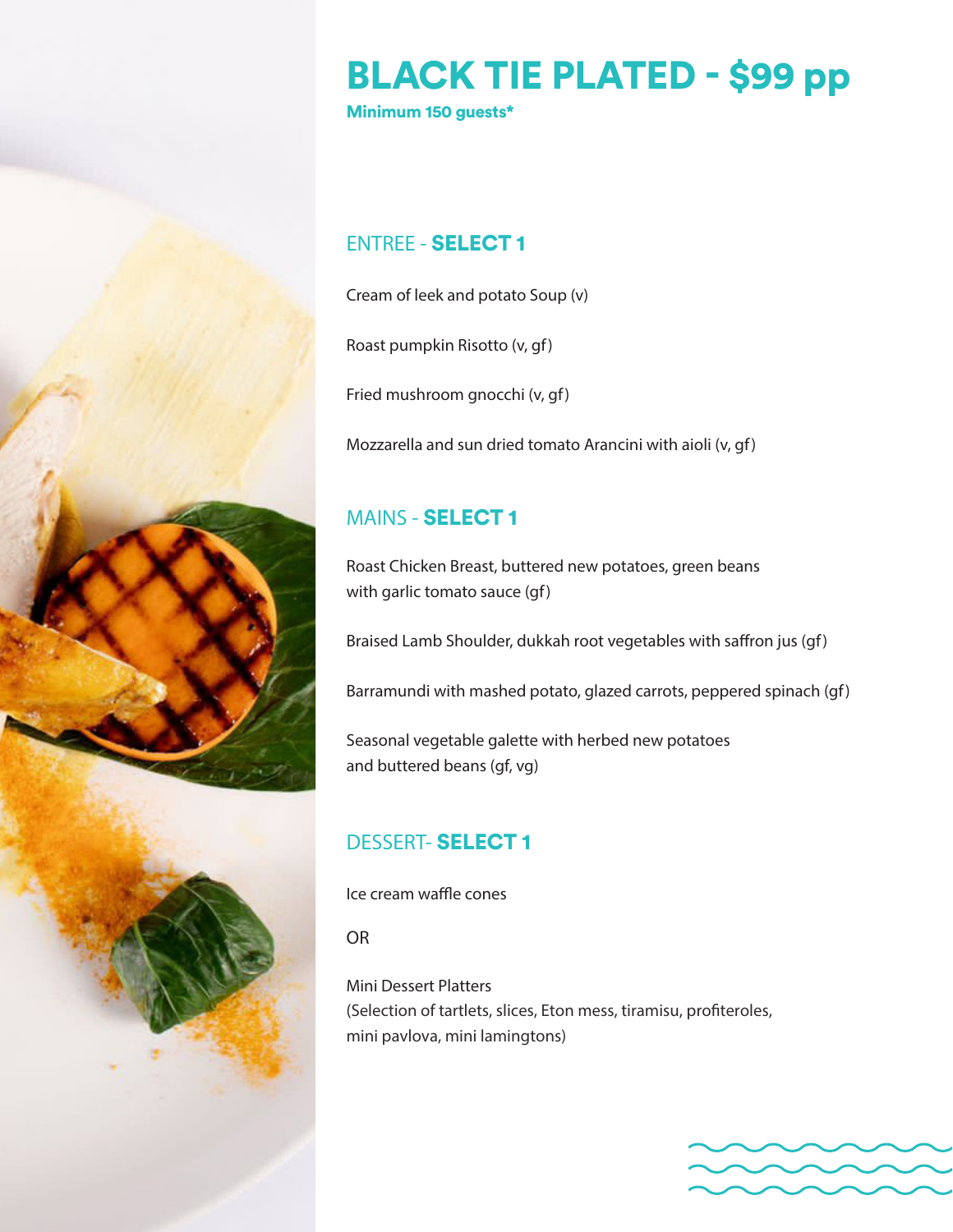# BLACK TIE PLATED - $99 pp

**Minimum 150 guests***

## ENTREE - **SELECT 1**

Cream of leek and potato Soup (v)

Roast pumpkin Risotto (v, gf)

Fried mushroom gnocchi (v, gf)

Mozzarella and sun dried tomato Arancini with aioli (v, gf)

## MAINS - **SELECT 1**

Roast Chicken Breast, buttered new potatoes, green beans with garlic tomato sauce (gf)

Braised Lamb Shoulder, dukkah root vegetables with saffron jus (gf)

Barramundi with mashed potato, glazed carrots, peppered spinach (gf)

Seasonal vegetable galette with herbed new potatoes and buttered beans (gf, vg)

## DESSERT- **SELECT 1**

Ice cream waffle cones

OR

Mini Dessert Platters
(Selection of tartlets, slices, Eton mess, tiramisu, profiteroles, mini pavlova, mini lamingtons)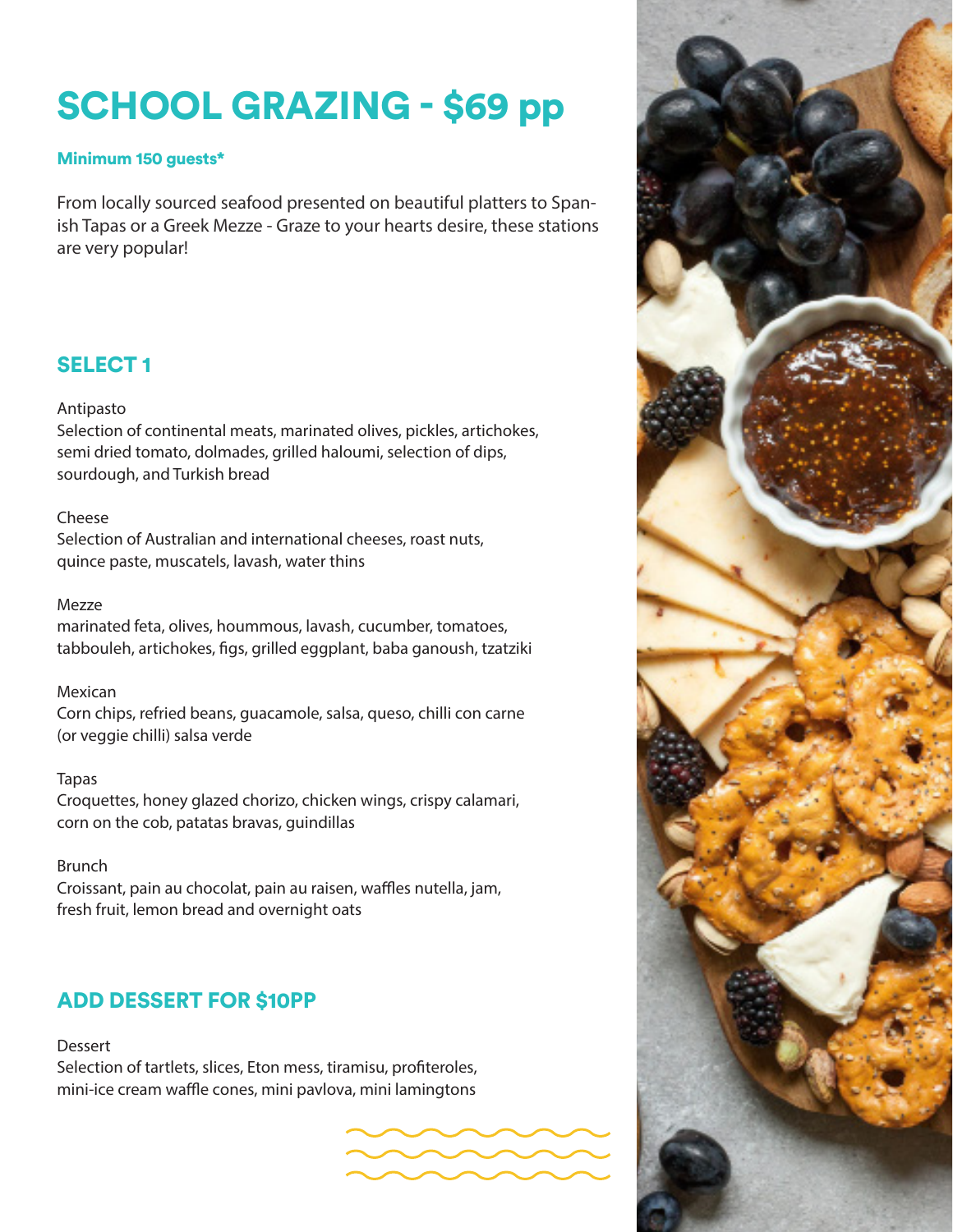# SCHOOL GRAZING - $69 pp

**Minimum 150 guests***

From locally sourced seafood presented on beautiful platters to Spanish Tapas or a Greek Mezze - Graze to your hearts desire, these stations are very popular!

## SELECT 1

Antipasto
Selection of continental meats, marinated olives, pickles, artichokes, semi dried tomato, dolmades, grilled haloumi, selection of dips, sourdough, and Turkish bread

Cheese
Selection of Australian and international cheeses, roast nuts, quince paste, muscatels, lavash, water thins

Mezze
marinated feta, olives, hoummous, lavash, cucumber, tomatoes, tabbouleh, artichokes, figs, grilled eggplant, baba ganoush, tzatziki

Mexican
Corn chips, refried beans, guacamole, salsa, queso, chilli con carne (or veggie chilli) salsa verde

Tapas
Croquettes, honey glazed chorizo, chicken wings, crispy calamari, corn on the cob, patatas bravas, guindillas

Brunch
Croissant, pain au chocolat, pain au raisen, waffles nutella, jam, fresh fruit, lemon bread and overnight oats

## ADD DESSERT FOR $10PP

Dessert
Selection of tartlets, slices, Eton mess, tiramisu, profiteroles, mini-ice cream waffle cones, mini pavlova, mini lamingtons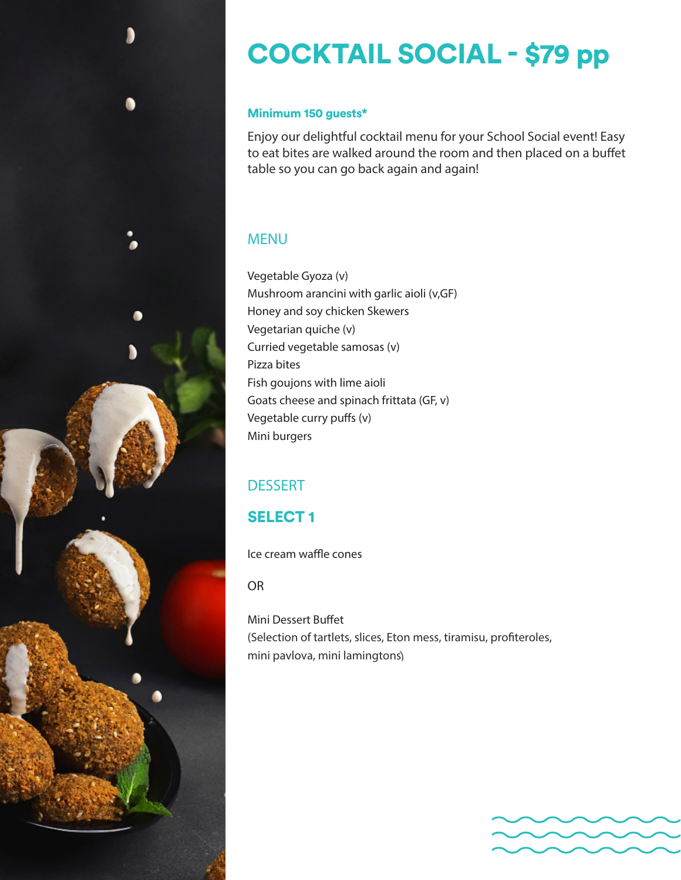# COCKTAIL SOCIAL - $79 pp

**Minimum 150 guests***

Enjoy our delightful cocktail menu for your School Social event! Easy to eat bites are walked around the room and then placed on a buffet table so you can go back again and again!

## MENU

Vegetable Gyoza (v)
Mushroom arancini with garlic aioli (v,GF)
Honey and soy chicken Skewers
Vegetarian quiche (v)
Curried vegetable samosas (v)
Pizza bites
Fish goujons with lime aioli
Goats cheese and spinach frittata (GF, v)
Vegetable curry puffs (v)
Mini burgers

## DESSERT

### SELECT 1

Ice cream waffle cones

OR

Mini Dessert Buffet
(Selection of tartlets, slices, Eton mess, tiramisu, profiteroles, mini pavlova, mini lamingtons)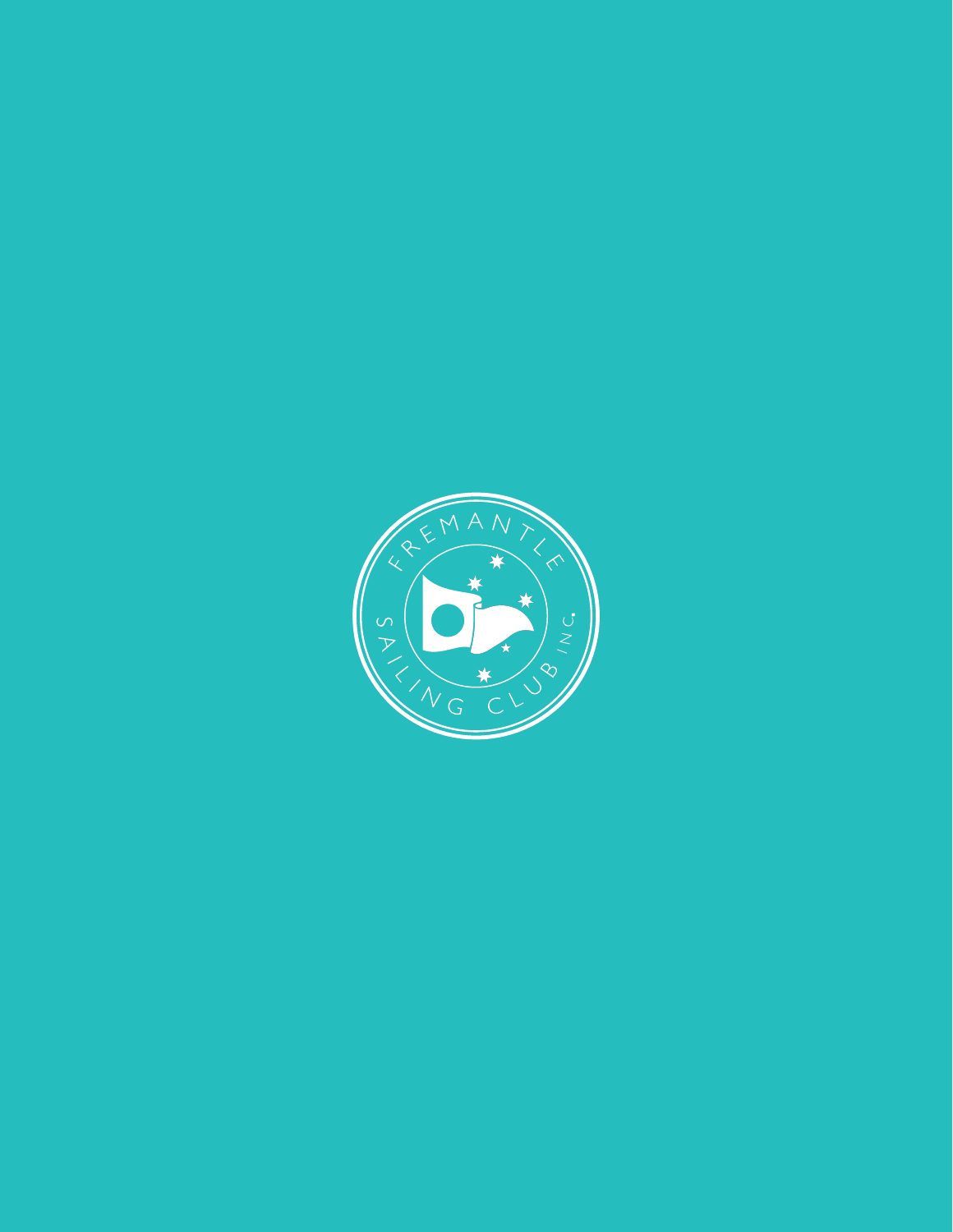FREMANTLE SAILING CLUB INC.